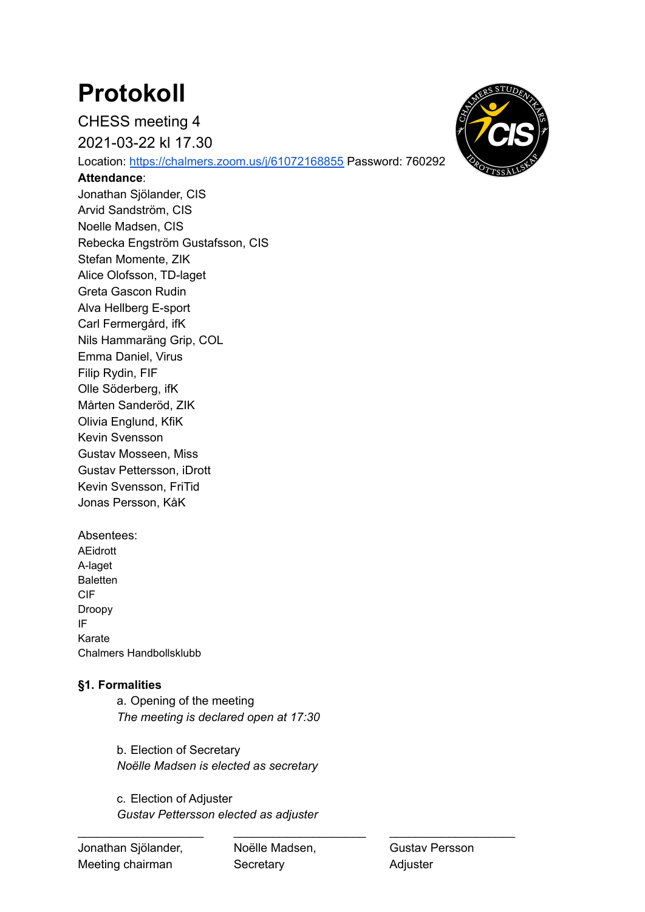# Protokoll

CHESS meeting 4

2021-03-22 kl 17.30

Location: [https://chalmers.zoom.us/j/61072168855](https://chalmers.zoom.us/j/61072168855) Password: 760292

**Attendance**:

Jonathan Sjölander, CIS
Arvid Sandström, CIS
Noelle Madsen, CIS
Rebecka Engström Gustafsson, CIS
Stefan Momente, ZIK
Alice Olofsson, TD-laget
Greta Gascon Rudin
Alva Hellberg E-sport
Carl Fermergård, ifK
Nils Hammaräng Grip, COL
Emma Daniel, Virus
Filip Rydin, FIF
Olle Söderberg, ifK
Mårten Sanderöd, ZIK
Olivia Englund, KfiK
Kevin Svensson
Gustav Mosseen, Miss
Gustav Pettersson, iDrott
Kevin Svensson, FriTid
Jonas Persson, KåK

Absentees:

AEidrott
A-laget
Baletten
CIF
Droopy
IF
Karate
Chalmers Handbollsklubb

### §1. Formalities

a. Opening of the meeting
*The meeting is declared open at 17:30*

b. Election of Secretary
*Noëlle Madsen is elected as secretary*

c. Election of Adjuster
*Gustav Pettersson elected as adjuster*

| ____________________ | ____________________ | ____________________ |
|---|---|---|
| Jonathan Sjölander, Meeting chairman | Noëlle Madsen, Secretary | Gustav Persson Adjuster |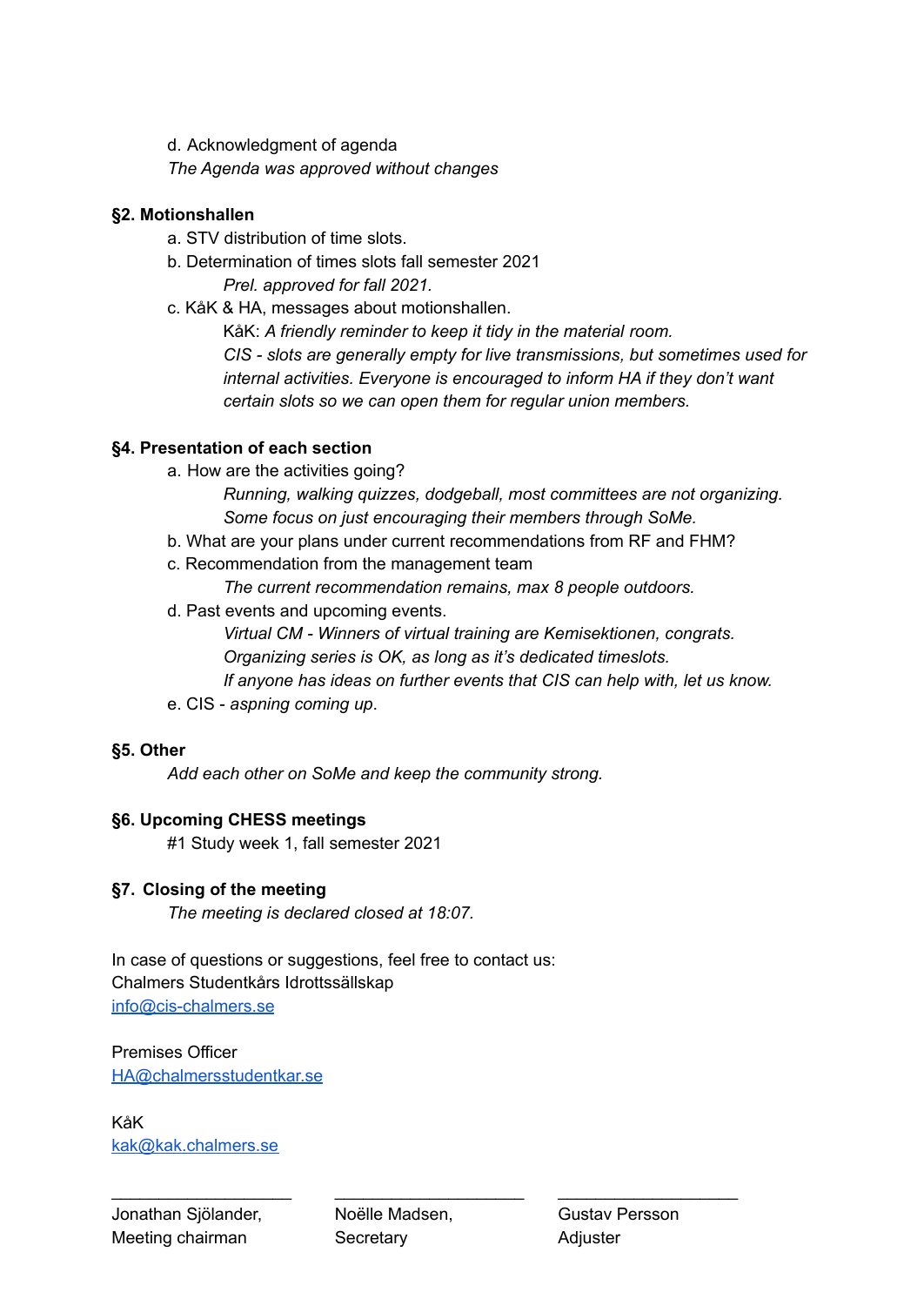d. Acknowledgment of agenda

*The Agenda was approved without changes*

### §2. Motionshallen

a. STV distribution of time slots.

b. Determination of times slots fall semester 2021

*Prel. approved for fall 2021.*

c. KåK & HA, messages about motionshallen.

KåK: *A friendly reminder to keep it tidy in the material room.*

*CIS - slots are generally empty for live transmissions, but sometimes used for internal activities. Everyone is encouraged to inform HA if they don't want certain slots so we can open them for regular union members.*

### §4. Presentation of each section

a. How are the activities going?

*Running, walking quizzes, dodgeball, most committees are not organizing. Some focus on just encouraging their members through SoMe.*

b. What are your plans under current recommendations from RF and FHM?

c. Recommendation from the management team

*The current recommendation remains, max 8 people outdoors.*

d. Past events and upcoming events.

*Virtual CM - Winners of virtual training are Kemisektionen, congrats.*

*Organizing series is OK, as long as it's dedicated timeslots.*

*If anyone has ideas on further events that CIS can help with, let us know.*

e. CIS - *aspning coming up*.

### §5. Other

*Add each other on SoMe and keep the community strong.*

### §6. Upcoming CHESS meetings

#1 Study week 1, fall semester 2021

### §7. Closing of the meeting

*The meeting is declared closed at 18:07.*

In case of questions or suggestions, feel free to contact us:

Chalmers Studentkårs Idrottssällskap

info@cis-chalmers.se

Premises Officer

HA@chalmersstudentkar.se

KåK

kak@kak.chalmers.se

| | | |
|---|---|---|
| ____________________ | ____________________ | ____________________ |
| Jonathan Sjölander, Meeting chairman | Noëlle Madsen, Secretary | Gustav Persson Adjuster |